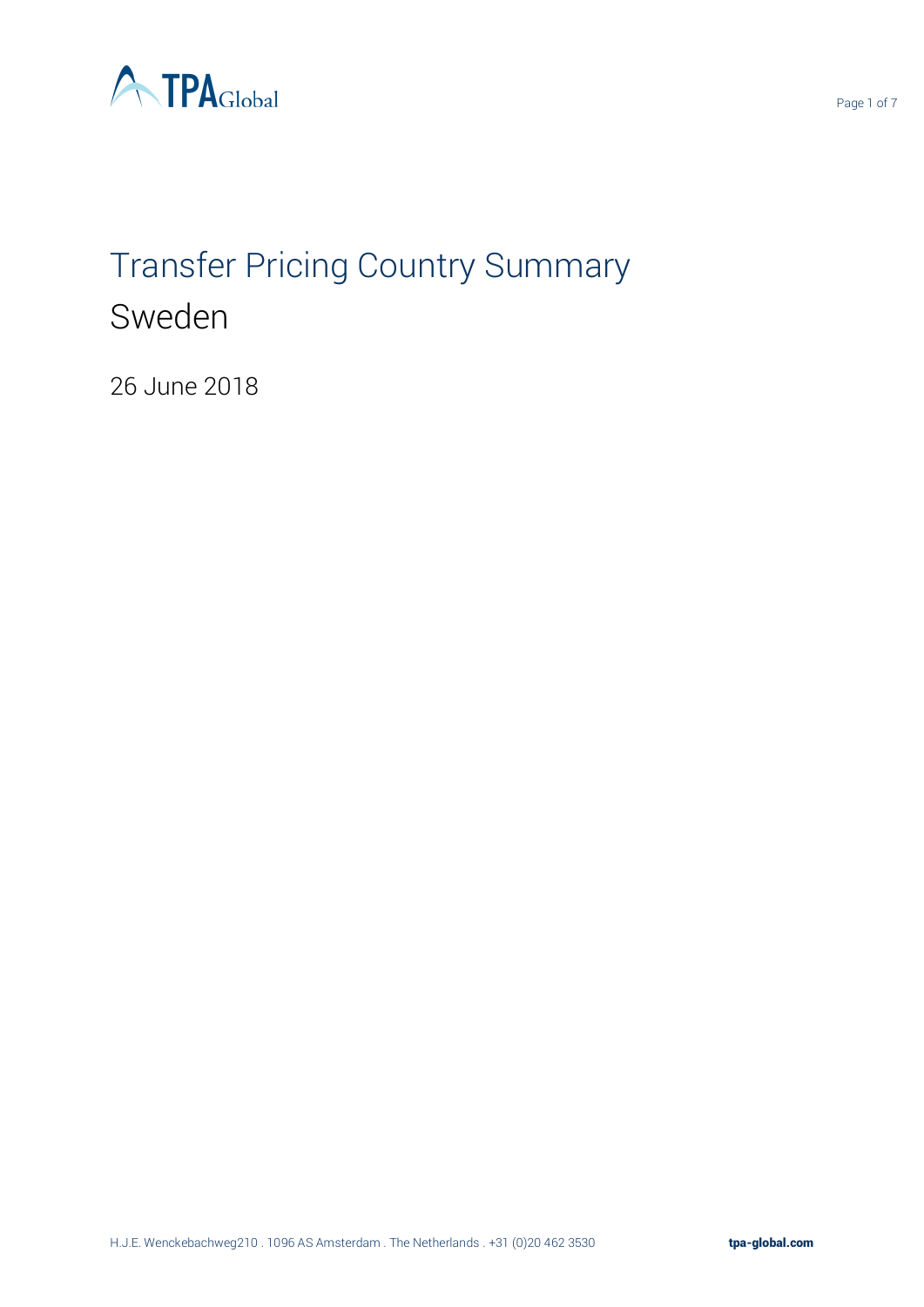# Transfer Pricing Country Summary

## Sweden

26 June 2018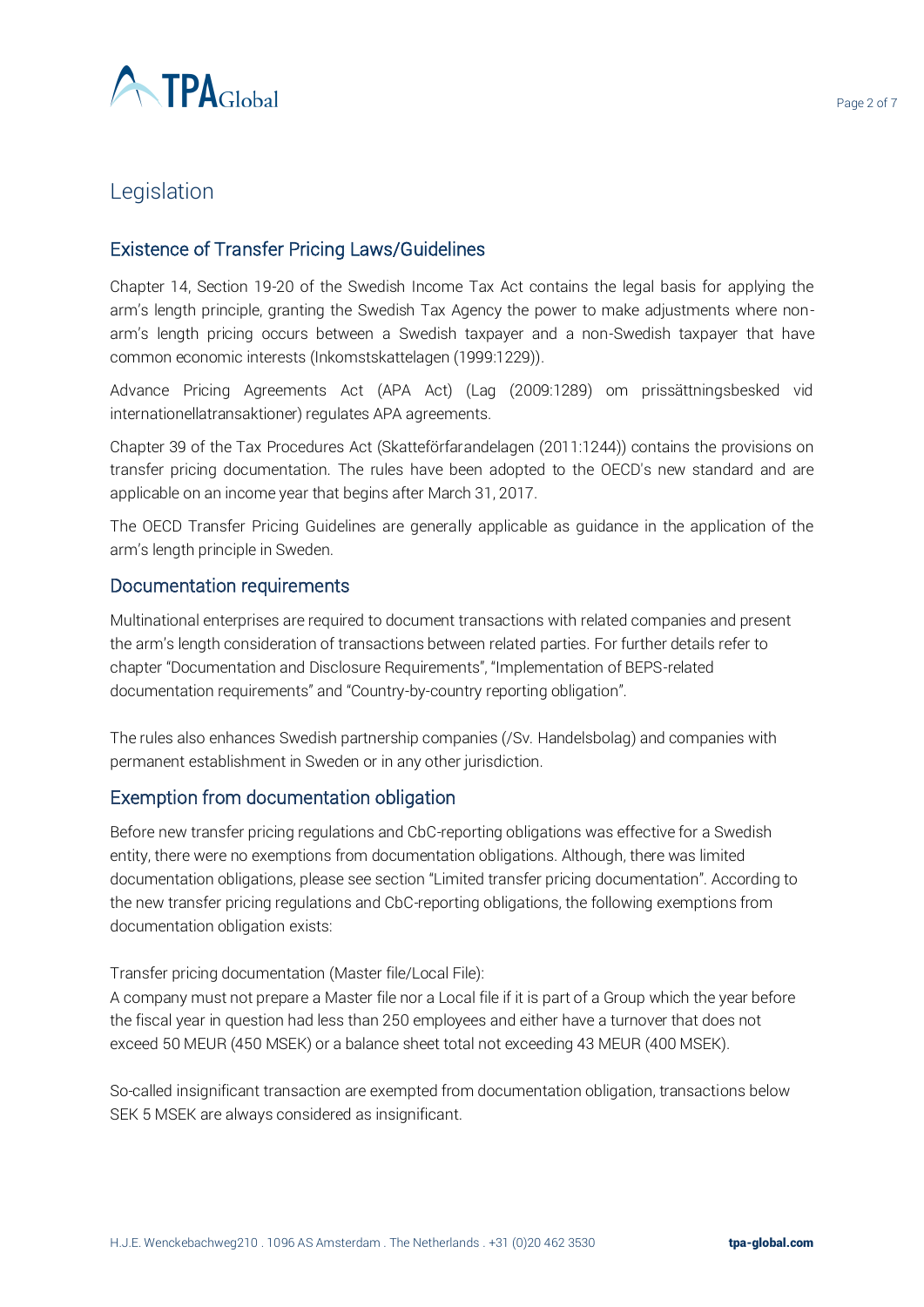# Legislation

## Existence of Transfer Pricing Laws/Guidelines

Chapter 14, Section 19-20 of the Swedish Income Tax Act contains the legal basis for applying the arm's length principle, granting the Swedish Tax Agency the power to make adjustments where non-arm's length pricing occurs between a Swedish taxpayer and a non-Swedish taxpayer that have common economic interests (Inkomstskattelagen (1999:1229)).

Advance Pricing Agreements Act (APA Act) (Lag (2009:1289) om prissättningsbesked vid internationellatransaktioner) regulates APA agreements.

Chapter 39 of the Tax Procedures Act (Skatteförfarandelagen (2011:1244)) contains the provisions on transfer pricing documentation. The rules have been adopted to the OECD's new standard and are applicable on an income year that begins after March 31, 2017.

The OECD Transfer Pricing Guidelines are generally applicable as guidance in the application of the arm's length principle in Sweden.

## Documentation requirements

Multinational enterprises are required to document transactions with related companies and present the arm's length consideration of transactions between related parties. For further details refer to chapter "Documentation and Disclosure Requirements", "Implementation of BEPS-related documentation requirements" and "Country-by-country reporting obligation".

The rules also enhances Swedish partnership companies (/Sv. Handelsbolag) and companies with permanent establishment in Sweden or in any other jurisdiction.

## Exemption from documentation obligation

Before new transfer pricing regulations and CbC-reporting obligations was effective for a Swedish entity, there were no exemptions from documentation obligations. Although, there was limited documentation obligations, please see section "Limited transfer pricing documentation". According to the new transfer pricing regulations and CbC-reporting obligations, the following exemptions from documentation obligation exists:

Transfer pricing documentation (Master file/Local File):
A company must not prepare a Master file nor a Local file if it is part of a Group which the year before the fiscal year in question had less than 250 employees and either have a turnover that does not exceed 50 MEUR (450 MSEK) or a balance sheet total not exceeding 43 MEUR (400 MSEK).

So-called insignificant transaction are exempted from documentation obligation, transactions below SEK 5 MSEK are always considered as insignificant.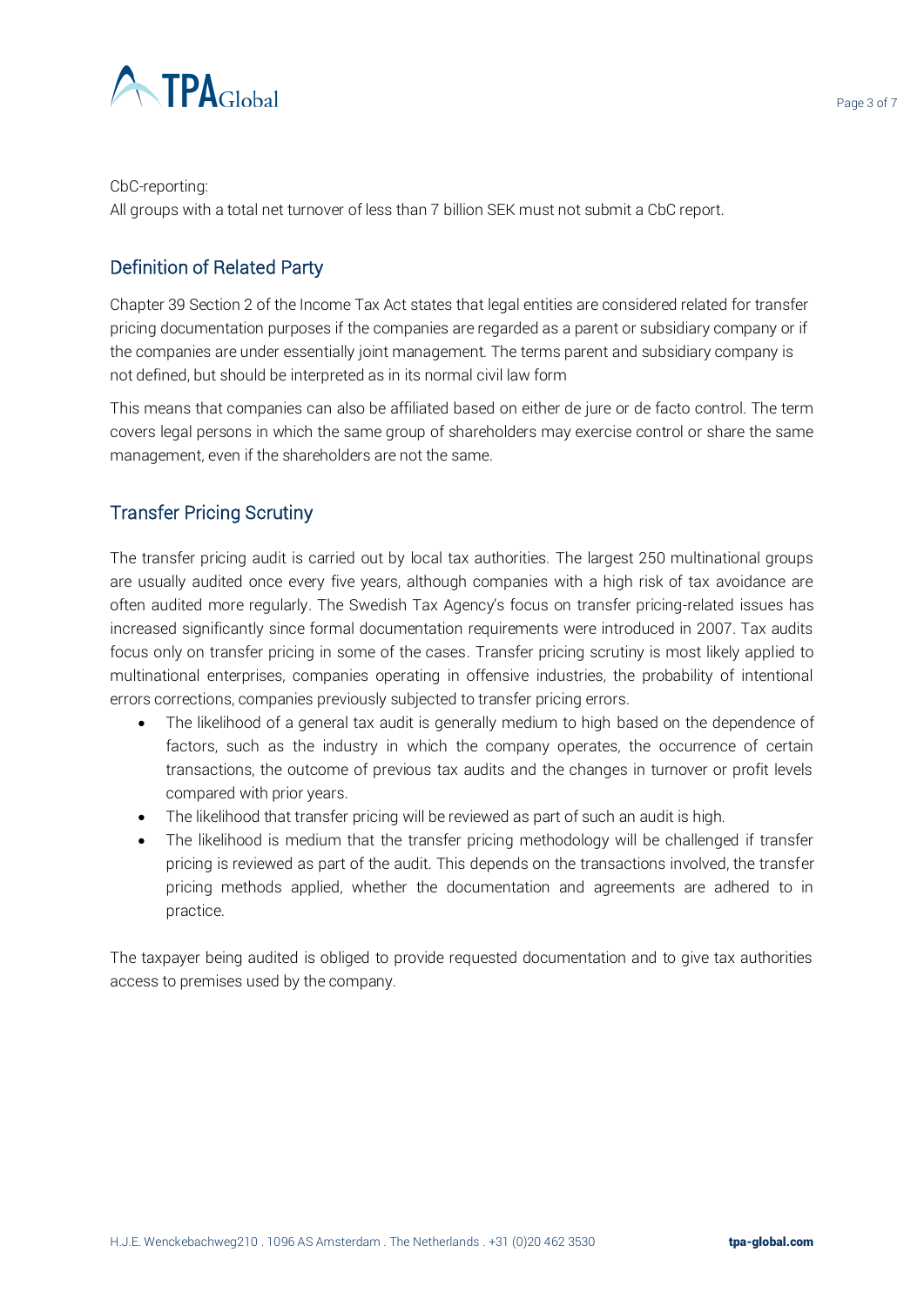CbC-reporting:
All groups with a total net turnover of less than 7 billion SEK must not submit a CbC report.

## Definition of Related Party

Chapter 39 Section 2 of the Income Tax Act states that legal entities are considered related for transfer pricing documentation purposes if the companies are regarded as a parent or subsidiary company or if the companies are under essentially joint management. The terms parent and subsidiary company is not defined, but should be interpreted as in its normal civil law form

This means that companies can also be affiliated based on either de jure or de facto control. The term covers legal persons in which the same group of shareholders may exercise control or share the same management, even if the shareholders are not the same.

## Transfer Pricing Scrutiny

The transfer pricing audit is carried out by local tax authorities. The largest 250 multinational groups are usually audited once every five years, although companies with a high risk of tax avoidance are often audited more regularly. The Swedish Tax Agency's focus on transfer pricing-related issues has increased significantly since formal documentation requirements were introduced in 2007. Tax audits focus only on transfer pricing in some of the cases. Transfer pricing scrutiny is most likely applied to multinational enterprises, companies operating in offensive industries, the probability of intentional errors corrections, companies previously subjected to transfer pricing errors.

- The likelihood of a general tax audit is generally medium to high based on the dependence of factors, such as the industry in which the company operates, the occurrence of certain transactions, the outcome of previous tax audits and the changes in turnover or profit levels compared with prior years.
- The likelihood that transfer pricing will be reviewed as part of such an audit is high.
- The likelihood is medium that the transfer pricing methodology will be challenged if transfer pricing is reviewed as part of the audit. This depends on the transactions involved, the transfer pricing methods applied, whether the documentation and agreements are adhered to in practice.

The taxpayer being audited is obliged to provide requested documentation and to give tax authorities access to premises used by the company.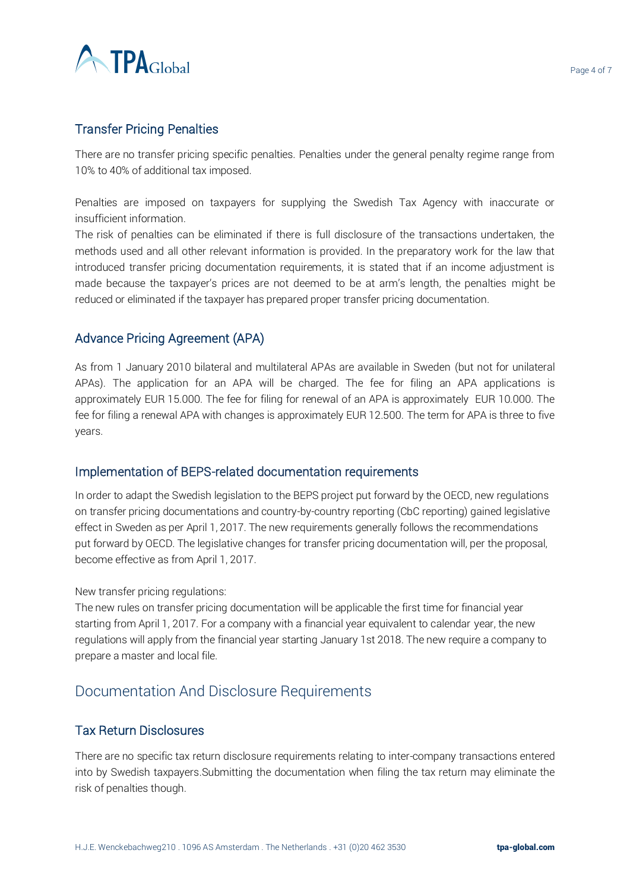## Transfer Pricing Penalties

There are no transfer pricing specific penalties. Penalties under the general penalty regime range from 10% to 40% of additional tax imposed.

Penalties are imposed on taxpayers for supplying the Swedish Tax Agency with inaccurate or insufficient information.
The risk of penalties can be eliminated if there is full disclosure of the transactions undertaken, the methods used and all other relevant information is provided. In the preparatory work for the law that introduced transfer pricing documentation requirements, it is stated that if an income adjustment is made because the taxpayer's prices are not deemed to be at arm's length, the penalties might be reduced or eliminated if the taxpayer has prepared proper transfer pricing documentation.

## Advance Pricing Agreement (APA)

As from 1 January 2010 bilateral and multilateral APAs are available in Sweden (but not for unilateral APAs). The application for an APA will be charged. The fee for filing an APA applications is approximately EUR 15.000. The fee for filing for renewal of an APA is approximately EUR 10.000. The fee for filing a renewal APA with changes is approximately EUR 12.500. The term for APA is three to five years.

## Implementation of BEPS-related documentation requirements

In order to adapt the Swedish legislation to the BEPS project put forward by the OECD, new regulations on transfer pricing documentations and country-by-country reporting (CbC reporting) gained legislative effect in Sweden as per April 1, 2017. The new requirements generally follows the recommendations put forward by OECD. The legislative changes for transfer pricing documentation will, per the proposal, become effective as from April 1, 2017.

New transfer pricing regulations:
The new rules on transfer pricing documentation will be applicable the first time for financial year starting from April 1, 2017. For a company with a financial year equivalent to calendar year, the new regulations will apply from the financial year starting January 1st 2018. The new require a company to prepare a master and local file.

# Documentation And Disclosure Requirements

## Tax Return Disclosures

There are no specific tax return disclosure requirements relating to inter-company transactions entered into by Swedish taxpayers.Submitting the documentation when filing the tax return may eliminate the risk of penalties though.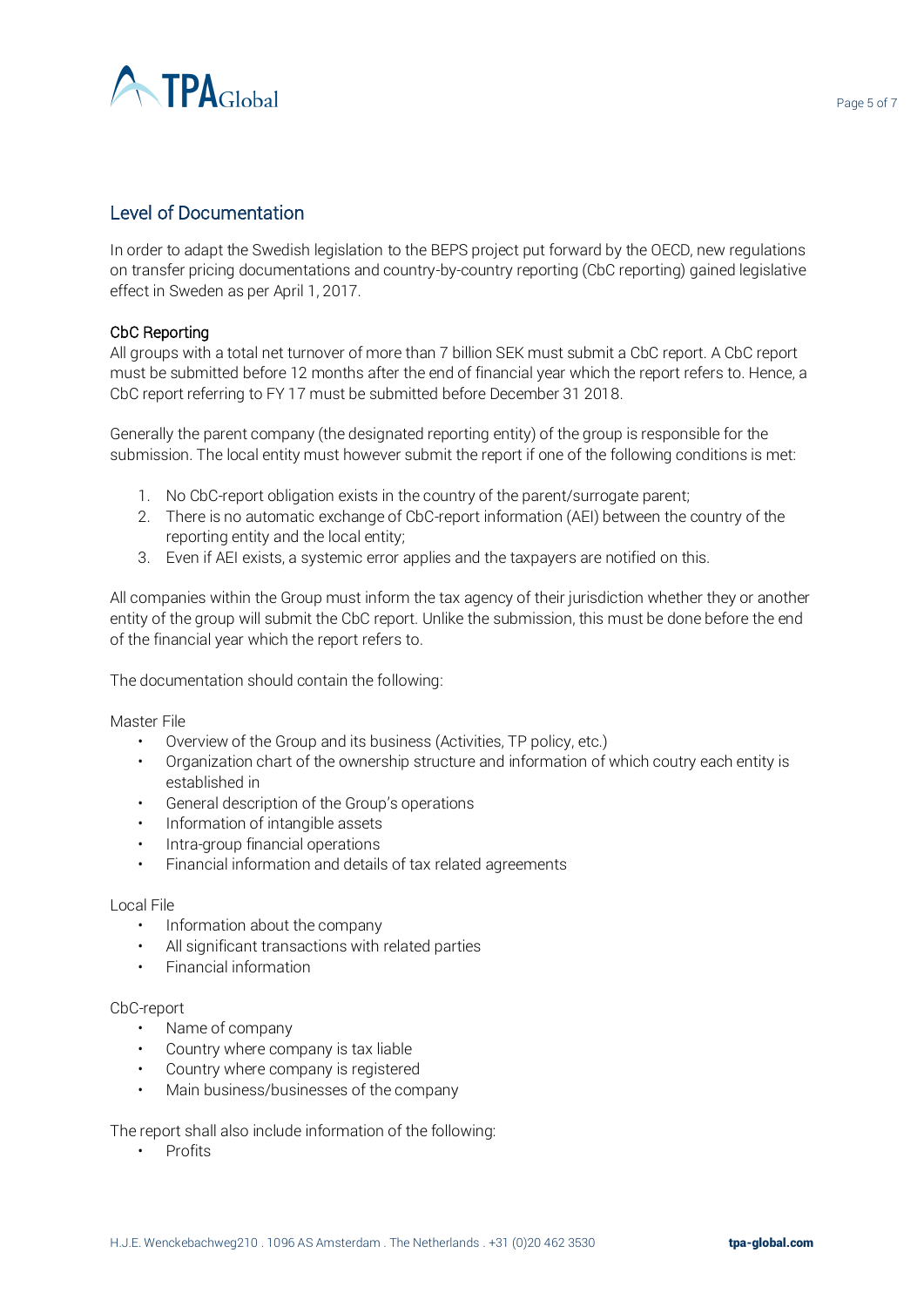## Level of Documentation

In order to adapt the Swedish legislation to the BEPS project put forward by the OECD, new regulations on transfer pricing documentations and country-by-country reporting (CbC reporting) gained legislative effect in Sweden as per April 1, 2017.

### CbC Reporting

All groups with a total net turnover of more than 7 billion SEK must submit a CbC report. A CbC report must be submitted before 12 months after the end of financial year which the report refers to. Hence, a CbC report referring to FY 17 must be submitted before December 31 2018.

Generally the parent company (the designated reporting entity) of the group is responsible for the submission. The local entity must however submit the report if one of the following conditions is met:

1. No CbC-report obligation exists in the country of the parent/surrogate parent;
2. There is no automatic exchange of CbC-report information (AEI) between the country of the reporting entity and the local entity;
3. Even if AEI exists, a systemic error applies and the taxpayers are notified on this.

All companies within the Group must inform the tax agency of their jurisdiction whether they or another entity of the group will submit the CbC report. Unlike the submission, this must be done before the end of the financial year which the report refers to.

The documentation should contain the following:

Master File

- Overview of the Group and its business (Activities, TP policy, etc.)
- Organization chart of the ownership structure and information of which coutry each entity is established in
- General description of the Group's operations
- Information of intangible assets
- Intra-group financial operations
- Financial information and details of tax related agreements

Local File

- Information about the company
- All significant transactions with related parties
- Financial information

CbC-report

- Name of company
- Country where company is tax liable
- Country where company is registered
- Main business/businesses of the company

The report shall also include information of the following:

- Profits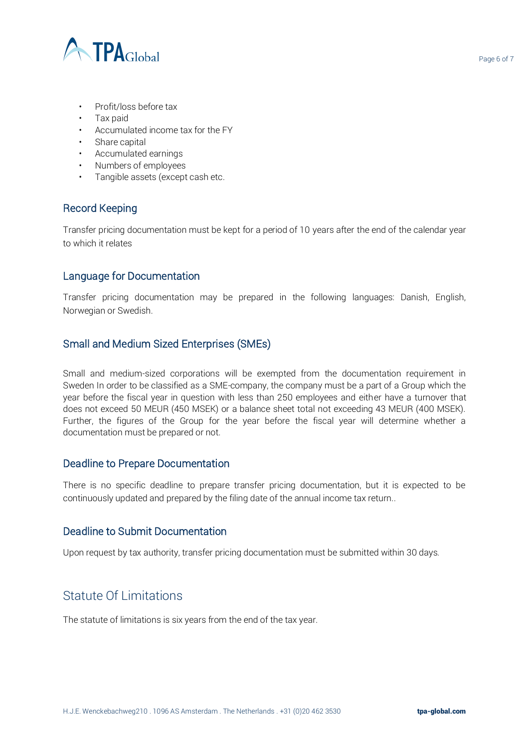- Profit/loss before tax
- Tax paid
- Accumulated income tax for the FY
- Share capital
- Accumulated earnings
- Numbers of employees
- Tangible assets (except cash etc.

### Record Keeping

Transfer pricing documentation must be kept for a period of 10 years after the end of the calendar year to which it relates

### Language for Documentation

Transfer pricing documentation may be prepared in the following languages: Danish, English, Norwegian or Swedish.

### Small and Medium Sized Enterprises (SMEs)

Small and medium-sized corporations will be exempted from the documentation requirement in Sweden In order to be classified as a SME-company, the company must be a part of a Group which the year before the fiscal year in question with less than 250 employees and either have a turnover that does not exceed 50 MEUR (450 MSEK) or a balance sheet total not exceeding 43 MEUR (400 MSEK). Further, the figures of the Group for the year before the fiscal year will determine whether a documentation must be prepared or not.

### Deadline to Prepare Documentation

There is no specific deadline to prepare transfer pricing documentation, but it is expected to be continuously updated and prepared by the filing date of the annual income tax return..

### Deadline to Submit Documentation

Upon request by tax authority, transfer pricing documentation must be submitted within 30 days.

## Statute Of Limitations

The statute of limitations is six years from the end of the tax year.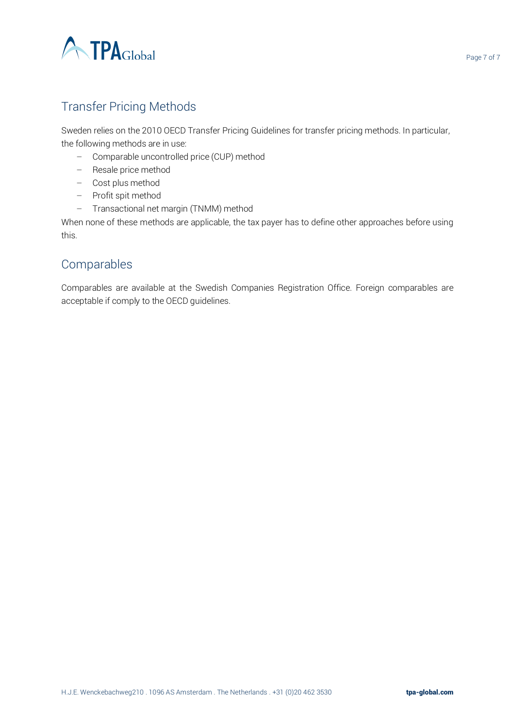## Transfer Pricing Methods

Sweden relies on the 2010 OECD Transfer Pricing Guidelines for transfer pricing methods. In particular, the following methods are in use:

- Comparable uncontrolled price (CUP) method
- Resale price method
- Cost plus method
- Profit spit method
- Transactional net margin (TNMM) method

When none of these methods are applicable, the tax payer has to define other approaches before using this.

## Comparables

Comparables are available at the Swedish Companies Registration Office. Foreign comparables are acceptable if comply to the OECD guidelines.